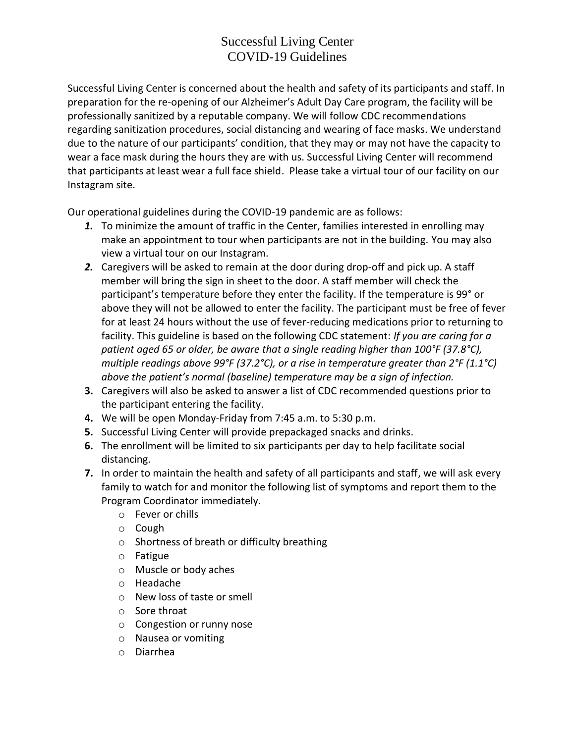# Successful Living Center
# COVID-19 Guidelines

Successful Living Center is concerned about the health and safety of its participants and staff. In preparation for the re-opening of our Alzheimer's Adult Day Care program, the facility will be professionally sanitized by a reputable company. We will follow CDC recommendations regarding sanitization procedures, social distancing and wearing of face masks. We understand due to the nature of our participants' condition, that they may or may not have the capacity to wear a face mask during the hours they are with us. Successful Living Center will recommend that participants at least wear a full face shield. Please take a virtual tour of our facility on our Instagram site.

Our operational guidelines during the COVID-19 pandemic are as follows:

1. To minimize the amount of traffic in the Center, families interested in enrolling may make an appointment to tour when participants are not in the building. You may also view a virtual tour on our Instagram.
2. Caregivers will be asked to remain at the door during drop-off and pick up. A staff member will bring the sign in sheet to the door. A staff member will check the participant's temperature before they enter the facility. If the temperature is 99° or above they will not be allowed to enter the facility. The participant must be free of fever for at least 24 hours without the use of fever-reducing medications prior to returning to facility. This guideline is based on the following CDC statement: *If you are caring for a patient aged 65 or older, be aware that a single reading higher than 100°F (37.8°C), multiple readings above 99°F (37.2°C), or a rise in temperature greater than 2°F (1.1°C) above the patient's normal (baseline) temperature may be a sign of infection.*
3. Caregivers will also be asked to answer a list of CDC recommended questions prior to the participant entering the facility.
4. We will be open Monday-Friday from 7:45 a.m. to 5:30 p.m.
5. Successful Living Center will provide prepackaged snacks and drinks.
6. The enrollment will be limited to six participants per day to help facilitate social distancing.
7. In order to maintain the health and safety of all participants and staff, we will ask every family to watch for and monitor the following list of symptoms and report them to the Program Coordinator immediately.
   - Fever or chills
   - Cough
   - Shortness of breath or difficulty breathing
   - Fatigue
   - Muscle or body aches
   - Headache
   - New loss of taste or smell
   - Sore throat
   - Congestion or runny nose
   - Nausea or vomiting
   - Diarrhea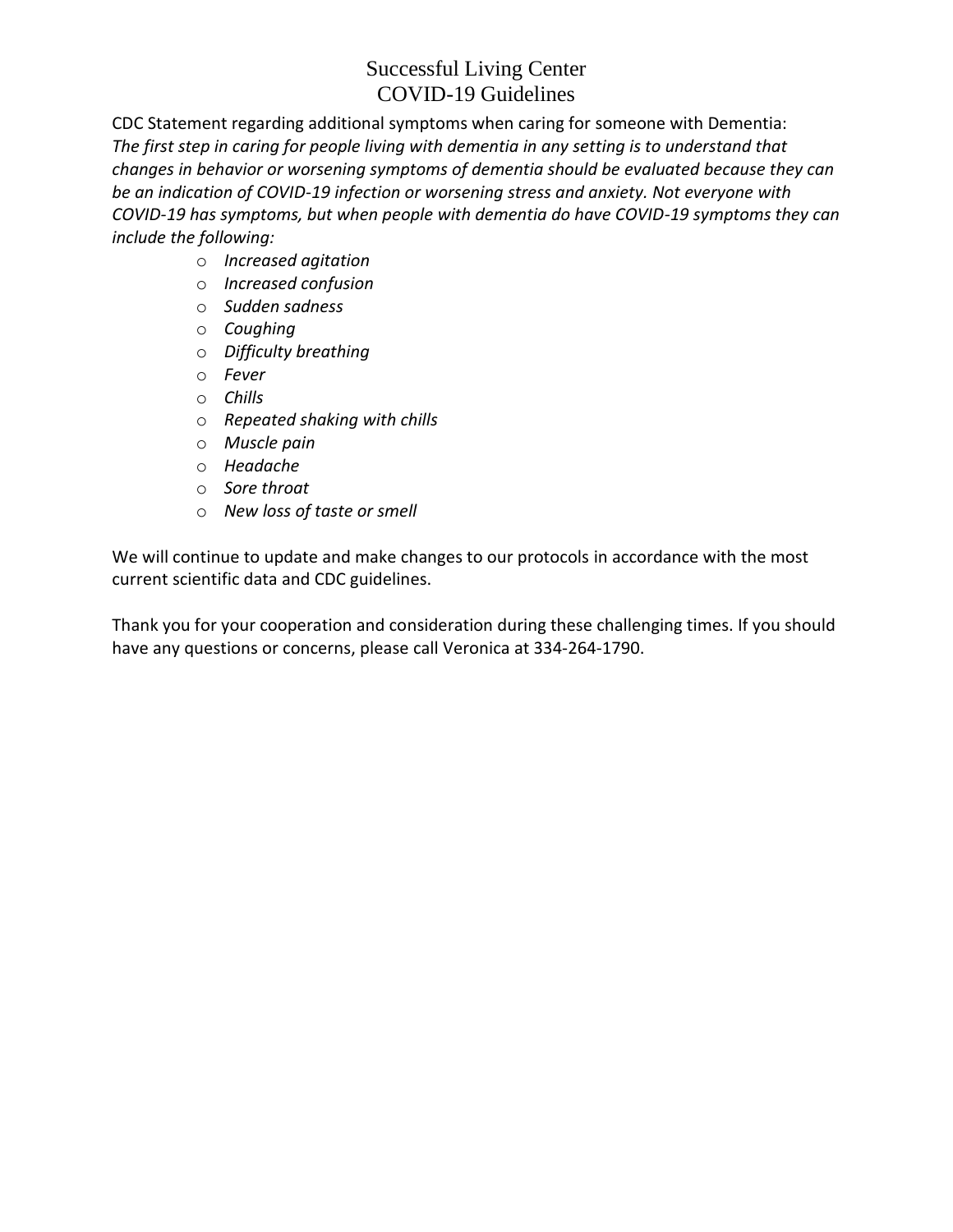# Successful Living Center
## COVID-19 Guidelines

CDC Statement regarding additional symptoms when caring for someone with Dementia:
*The first step in caring for people living with dementia in any setting is to understand that changes in behavior or worsening symptoms of dementia should be evaluated because they can be an indication of COVID-19 infection or worsening stress and anxiety. Not everyone with COVID-19 has symptoms, but when people with dementia do have COVID-19 symptoms they can include the following:*

- *Increased agitation*
- *Increased confusion*
- *Sudden sadness*
- *Coughing*
- *Difficulty breathing*
- *Fever*
- *Chills*
- *Repeated shaking with chills*
- *Muscle pain*
- *Headache*
- *Sore throat*
- *New loss of taste or smell*

We will continue to update and make changes to our protocols in accordance with the most current scientific data and CDC guidelines.

Thank you for your cooperation and consideration during these challenging times. If you should have any questions or concerns, please call Veronica at 334-264-1790.